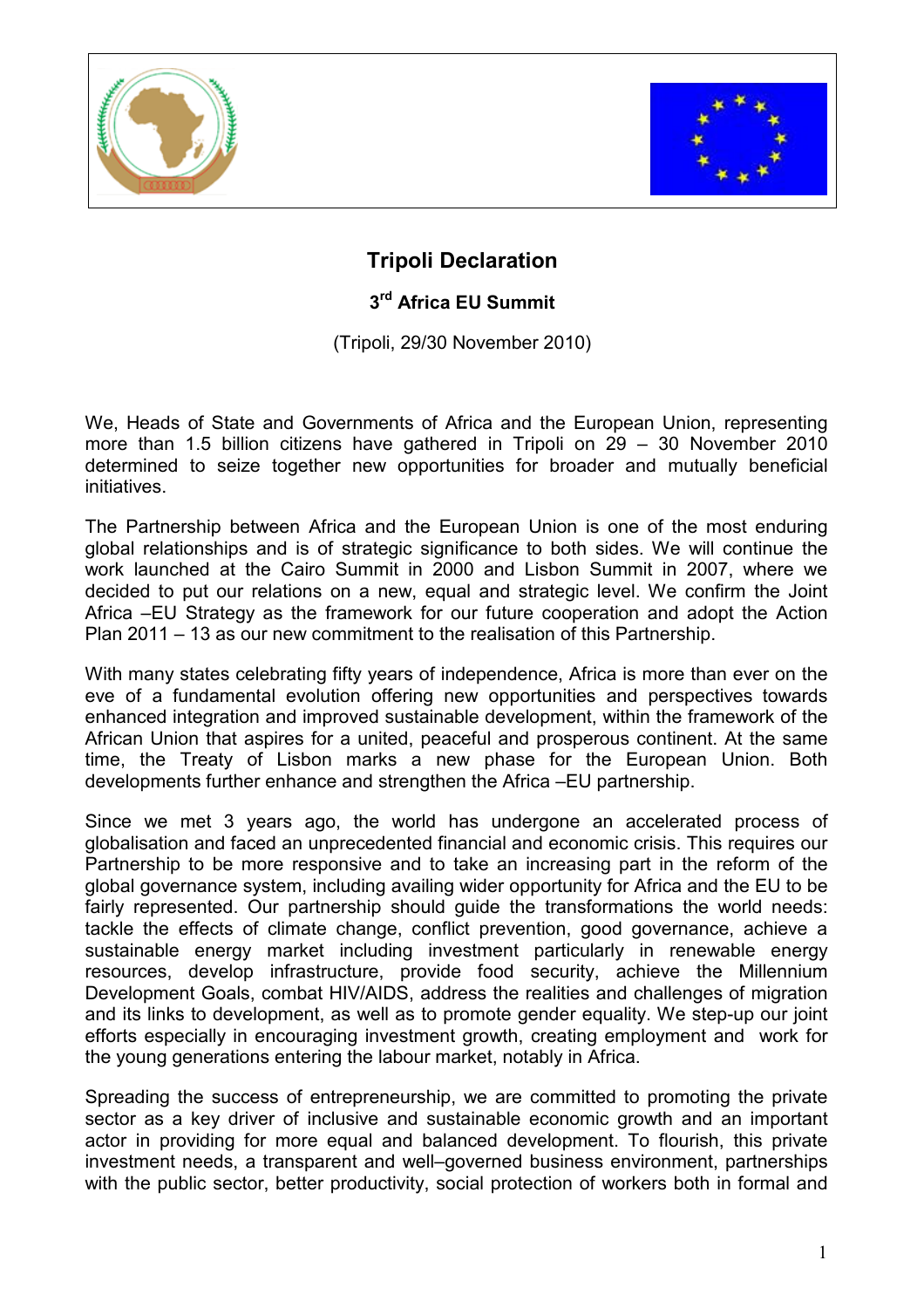# Tripoli Declaration

## 3rd Africa EU Summit

(Tripoli, 29/30 November 2010)

We, Heads of State and Governments of Africa and the European Union, representing more than 1.5 billion citizens have gathered in Tripoli on 29 – 30 November 2010 determined to seize together new opportunities for broader and mutually beneficial initiatives.

The Partnership between Africa and the European Union is one of the most enduring global relationships and is of strategic significance to both sides. We will continue the work launched at the Cairo Summit in 2000 and Lisbon Summit in 2007, where we decided to put our relations on a new, equal and strategic level. We confirm the Joint Africa –EU Strategy as the framework for our future cooperation and adopt the Action Plan 2011 – 13 as our new commitment to the realisation of this Partnership.

With many states celebrating fifty years of independence, Africa is more than ever on the eve of a fundamental evolution offering new opportunities and perspectives towards enhanced integration and improved sustainable development, within the framework of the African Union that aspires for a united, peaceful and prosperous continent. At the same time, the Treaty of Lisbon marks a new phase for the European Union. Both developments further enhance and strengthen the Africa –EU partnership.

Since we met 3 years ago, the world has undergone an accelerated process of globalisation and faced an unprecedented financial and economic crisis. This requires our Partnership to be more responsive and to take an increasing part in the reform of the global governance system, including availing wider opportunity for Africa and the EU to be fairly represented. Our partnership should guide the transformations the world needs: tackle the effects of climate change, conflict prevention, good governance, achieve a sustainable energy market including investment particularly in renewable energy resources, develop infrastructure, provide food security, achieve the Millennium Development Goals, combat HIV/AIDS, address the realities and challenges of migration and its links to development, as well as to promote gender equality. We step-up our joint efforts especially in encouraging investment growth, creating employment and work for the young generations entering the labour market, notably in Africa.

Spreading the success of entrepreneurship, we are committed to promoting the private sector as a key driver of inclusive and sustainable economic growth and an important actor in providing for more equal and balanced development. To flourish, this private investment needs, a transparent and well–governed business environment, partnerships with the public sector, better productivity, social protection of workers both in formal and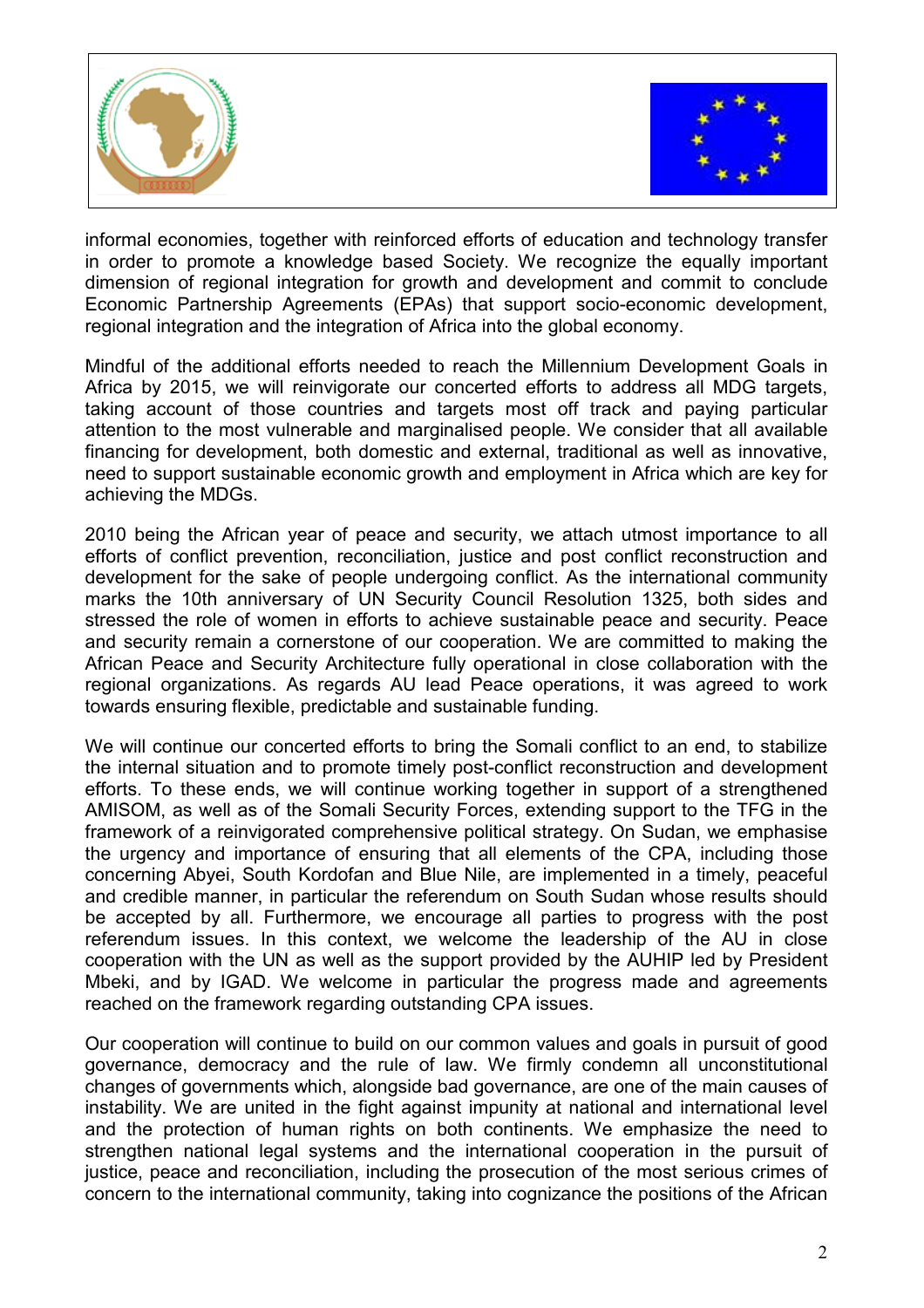informal economies, together with reinforced efforts of education and technology transfer in order to promote a knowledge based Society. We recognize the equally important dimension of regional integration for growth and development and commit to conclude Economic Partnership Agreements (EPAs) that support socio-economic development, regional integration and the integration of Africa into the global economy.

Mindful of the additional efforts needed to reach the Millennium Development Goals in Africa by 2015, we will reinvigorate our concerted efforts to address all MDG targets, taking account of those countries and targets most off track and paying particular attention to the most vulnerable and marginalised people. We consider that all available financing for development, both domestic and external, traditional as well as innovative, need to support sustainable economic growth and employment in Africa which are key for achieving the MDGs.

2010 being the African year of peace and security, we attach utmost importance to all efforts of conflict prevention, reconciliation, justice and post conflict reconstruction and development for the sake of people undergoing conflict. As the international community marks the 10th anniversary of UN Security Council Resolution 1325, both sides and stressed the role of women in efforts to achieve sustainable peace and security. Peace and security remain a cornerstone of our cooperation. We are committed to making the African Peace and Security Architecture fully operational in close collaboration with the regional organizations. As regards AU lead Peace operations, it was agreed to work towards ensuring flexible, predictable and sustainable funding.

We will continue our concerted efforts to bring the Somali conflict to an end, to stabilize the internal situation and to promote timely post-conflict reconstruction and development efforts. To these ends, we will continue working together in support of a strengthened AMISOM, as well as of the Somali Security Forces, extending support to the TFG in the framework of a reinvigorated comprehensive political strategy. On Sudan, we emphasise the urgency and importance of ensuring that all elements of the CPA, including those concerning Abyei, South Kordofan and Blue Nile, are implemented in a timely, peaceful and credible manner, in particular the referendum on South Sudan whose results should be accepted by all. Furthermore, we encourage all parties to progress with the post referendum issues. In this context, we welcome the leadership of the AU in close cooperation with the UN as well as the support provided by the AUHIP led by President Mbeki, and by IGAD. We welcome in particular the progress made and agreements reached on the framework regarding outstanding CPA issues.

Our cooperation will continue to build on our common values and goals in pursuit of good governance, democracy and the rule of law. We firmly condemn all unconstitutional changes of governments which, alongside bad governance, are one of the main causes of instability. We are united in the fight against impunity at national and international level and the protection of human rights on both continents. We emphasize the need to strengthen national legal systems and the international cooperation in the pursuit of justice, peace and reconciliation, including the prosecution of the most serious crimes of concern to the international community, taking into cognizance the positions of the African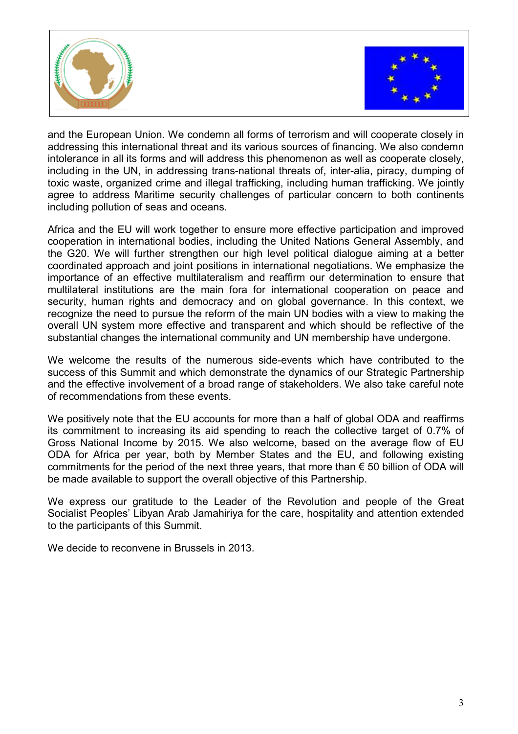and the European Union. We condemn all forms of terrorism and will cooperate closely in addressing this international threat and its various sources of financing. We also condemn intolerance in all its forms and will address this phenomenon as well as cooperate closely, including in the UN, in addressing trans-national threats of, inter-alia, piracy, dumping of toxic waste, organized crime and illegal trafficking, including human trafficking. We jointly agree to address Maritime security challenges of particular concern to both continents including pollution of seas and oceans.

Africa and the EU will work together to ensure more effective participation and improved cooperation in international bodies, including the United Nations General Assembly, and the G20. We will further strengthen our high level political dialogue aiming at a better coordinated approach and joint positions in international negotiations. We emphasize the importance of an effective multilateralism and reaffirm our determination to ensure that multilateral institutions are the main fora for international cooperation on peace and security, human rights and democracy and on global governance. In this context, we recognize the need to pursue the reform of the main UN bodies with a view to making the overall UN system more effective and transparent and which should be reflective of the substantial changes the international community and UN membership have undergone.

We welcome the results of the numerous side-events which have contributed to the success of this Summit and which demonstrate the dynamics of our Strategic Partnership and the effective involvement of a broad range of stakeholders. We also take careful note of recommendations from these events.

We positively note that the EU accounts for more than a half of global ODA and reaffirms its commitment to increasing its aid spending to reach the collective target of 0.7% of Gross National Income by 2015. We also welcome, based on the average flow of EU ODA for Africa per year, both by Member States and the EU, and following existing commitments for the period of the next three years, that more than € 50 billion of ODA will be made available to support the overall objective of this Partnership.

We express our gratitude to the Leader of the Revolution and people of the Great Socialist Peoples' Libyan Arab Jamahiriya for the care, hospitality and attention extended to the participants of this Summit.

We decide to reconvene in Brussels in 2013.